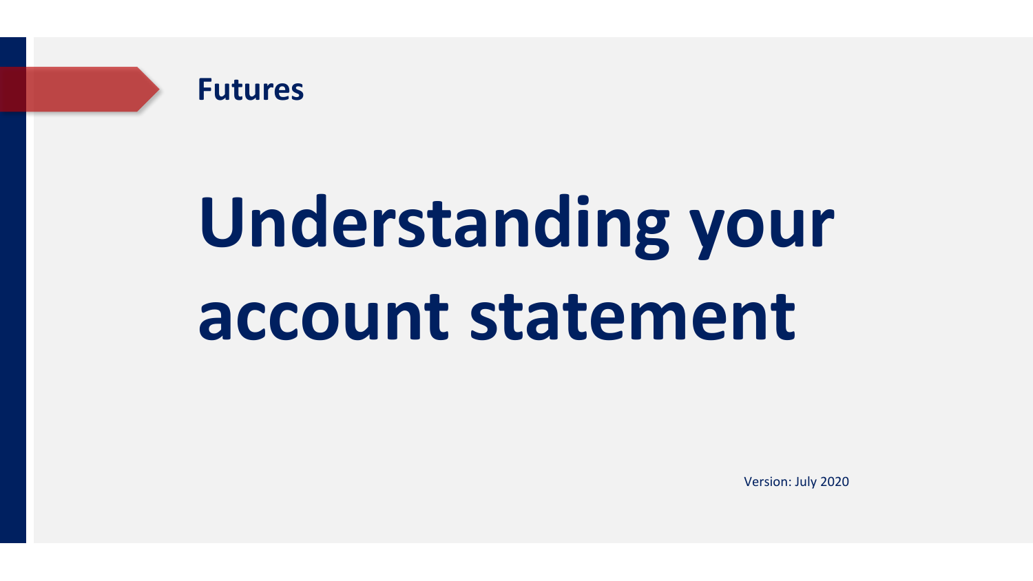**Futures**

# Understanding your account statement

Version: July 2020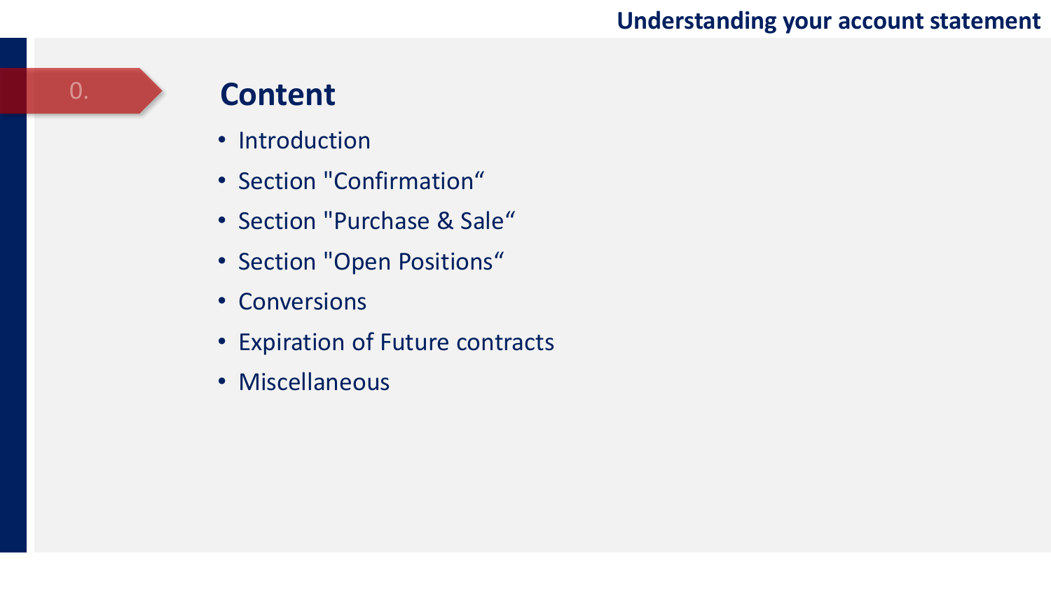0.

# Content

- Introduction
- Section "Confirmation“
- Section "Purchase & Sale“
- Section "Open Positions“
- Conversions
- Expiration of Future contracts
- Miscellaneous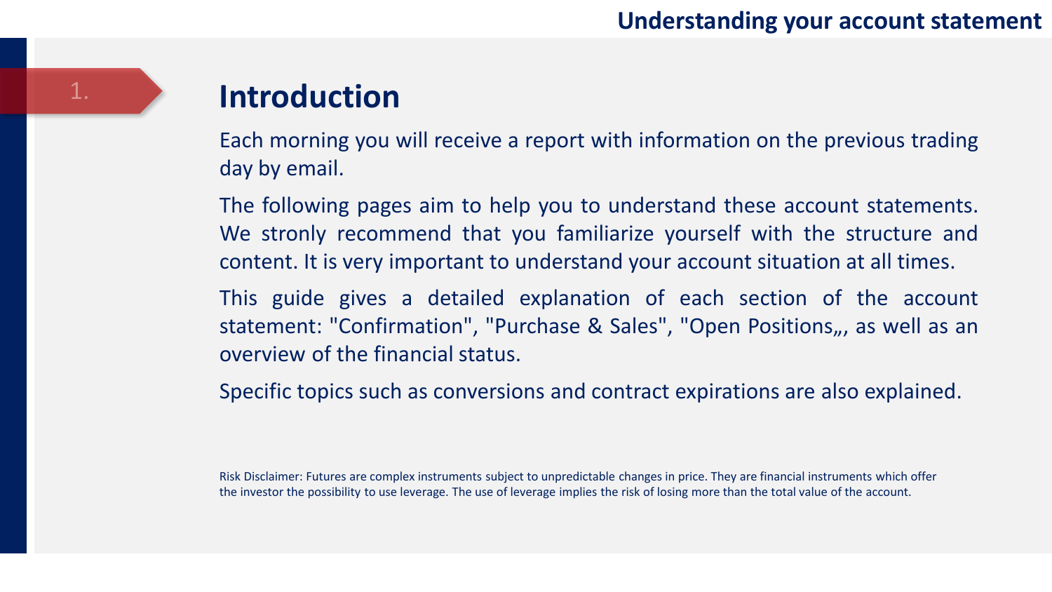## 1. Introduction

Each morning you will receive a report with information on the previous trading day by email.

The following pages aim to help you to understand these account statements. We stronly recommend that you familiarize yourself with the structure and content. It is very important to understand your account situation at all times.

This guide gives a detailed explanation of each section of the account statement: "Confirmation", "Purchase & Sales", "Open Positions„, as well as an overview of the financial status.

Specific topics such as conversions and contract expirations are also explained.

Risk Disclaimer: Futures are complex instruments subject to unpredictable changes in price. They are financial instruments which offer the investor the possibility to use leverage. The use of leverage implies the risk of losing more than the total value of the account.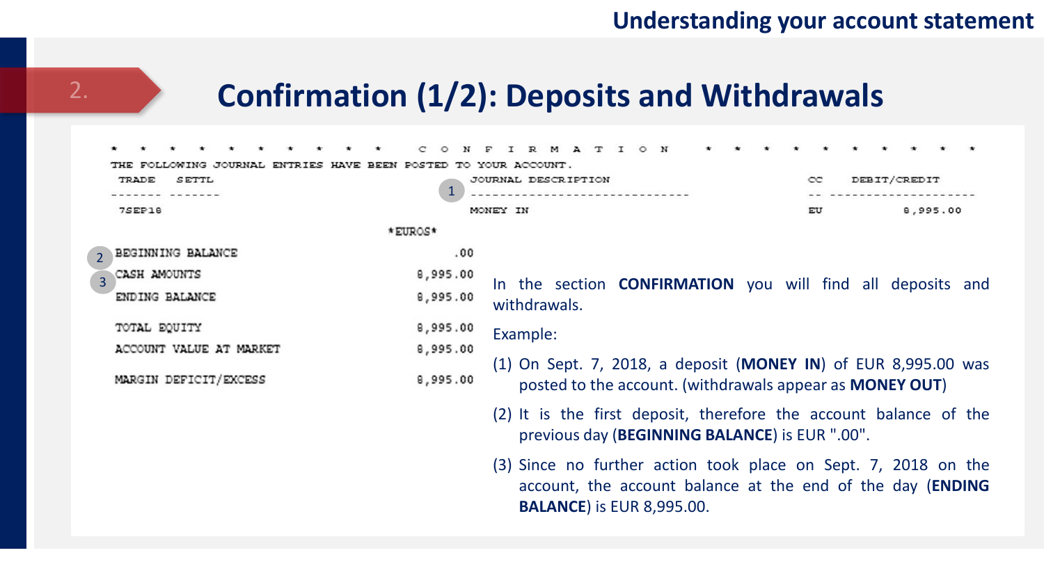## 2. Confirmation (1/2): Deposits and Withdrawals

```
* * * * * * * * * *   C O N F I R M A T I O N   * * * * * * * * * *
THE FOLLOWING JOURNAL ENTRIES HAVE BEEN POSTED TO YOUR ACCOUNT.
 TRADE   SETTL                        JOURNAL DESCRIPTION              CC   DEBIT/CREDIT
 ------- -------                      ----------------------------     --   -------------------
 7SEP18                               MONEY IN                         EU           8,995.00
                         *EUROS*
 BEGINNING BALANCE            .00
 CASH AMOUNTS            8,995.00
 ENDING BALANCE          8,995.00

 TOTAL EQUITY            8,995.00
 ACCOUNT VALUE AT MARKET 8,995.00

 MARGIN DEFICIT/EXCESS   8,995.00
```

In the section **CONFIRMATION** you will find all deposits and withdrawals.

Example:

(1) On Sept. 7, 2018, a deposit (**MONEY IN**) of EUR 8,995.00 was posted to the account. (withdrawals appear as **MONEY OUT**)

(2) It is the first deposit, therefore the account balance of the previous day (**BEGINNING BALANCE**) is EUR ".00".

(3) Since no further action took place on Sept. 7, 2018 on the account, the account balance at the end of the day (**ENDING BALANCE**) is EUR 8,995.00.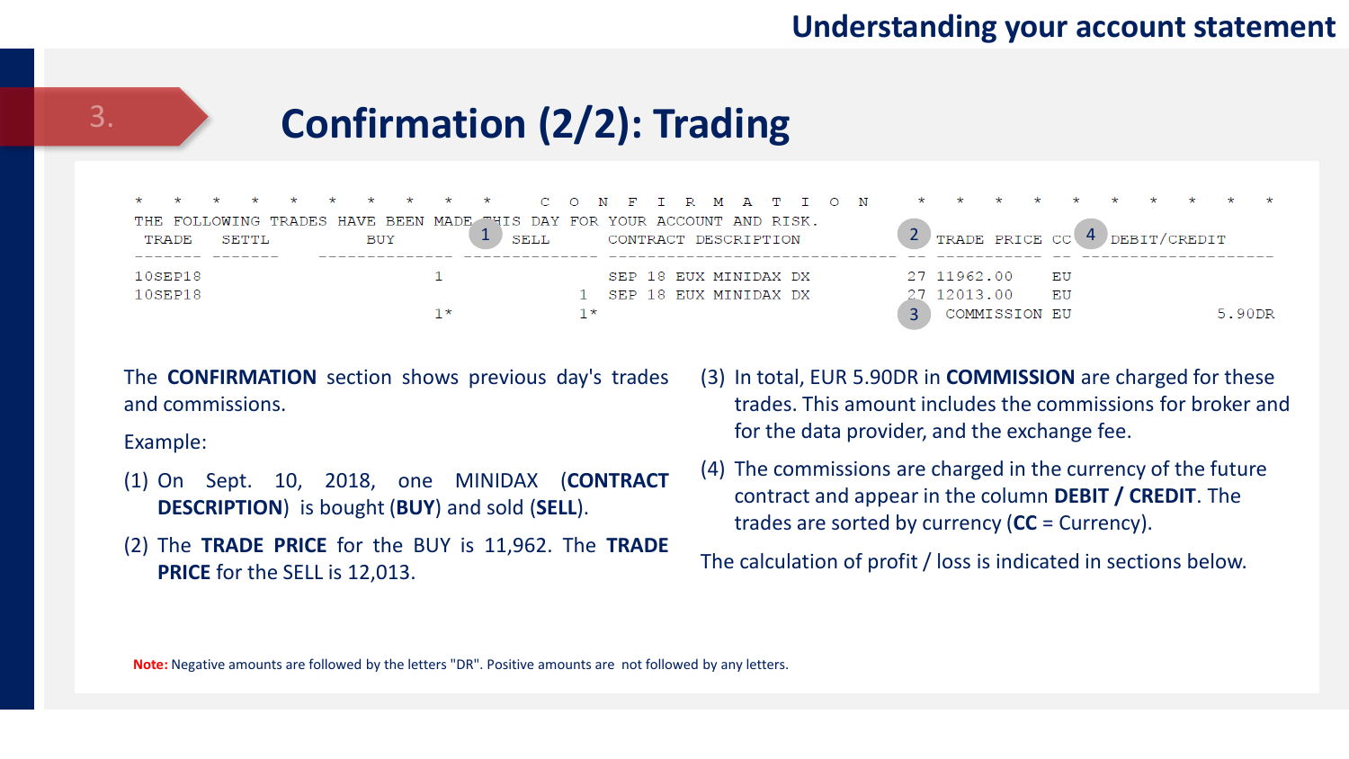## 3. Confirmation (2/2): Trading

```
*   *   *   *   *   *   *   *   *   *     C O N F I R M A T I O N     *   *   *   *   *   *   *   *   *   *
THE FOLLOWING TRADES HAVE BEEN MADE THIS DAY FOR YOUR ACCOUNT AND RISK.
 TRADE    SETTL          BUY            SELL      CONTRACT DESCRIPTION           TRADE PRICE CC    DEBIT/CREDIT
------- -------  -------------- --------------  ---------------------------- -- ----------- --  ------------------
10SEP18                       1                 SEP 18 EUX MINIDAX DX         27 11962.00    EU
10SEP18                                      1  SEP 18 EUX MINIDAX DX         27 12013.00    EU
                              1*             1*                                  COMMISSION EU           5.90DR
```

The **CONFIRMATION** section shows previous day's trades and commissions.

Example:

(1) On Sept. 10, 2018, one MINIDAX (**CONTRACT DESCRIPTION**) is bought (**BUY**) and sold (**SELL**).

(2) The **TRADE PRICE** for the BUY is 11,962. The **TRADE PRICE** for the SELL is 12,013.

(3) In total, EUR 5.90DR in **COMMISSION** are charged for these trades. This amount includes the commissions for broker and for the data provider, and the exchange fee.

(4) The commissions are charged in the currency of the future contract and appear in the column **DEBIT / CREDIT**. The trades are sorted by currency (**CC** = Currency).

The calculation of profit / loss is indicated in sections below.

**Note:** Negative amounts are followed by the letters "DR". Positive amounts are not followed by any letters.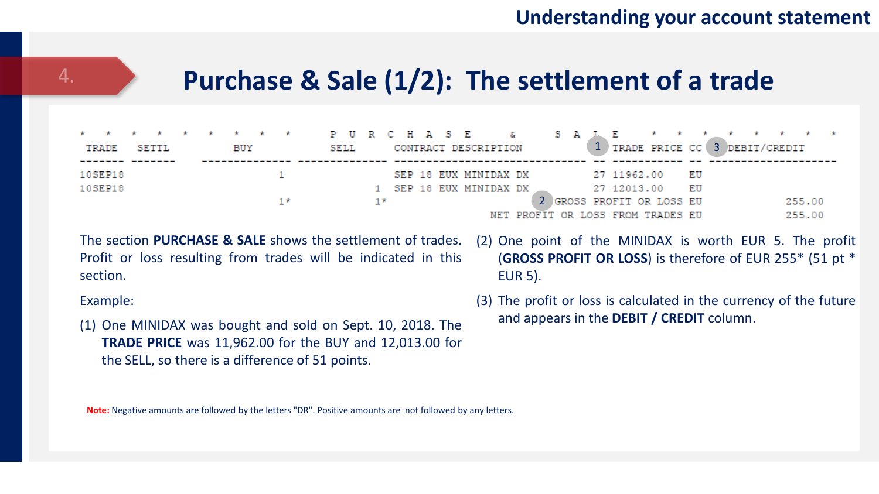# 4. Purchase & Sale (1/2): The settlement of a trade

```
*  *  *  *  *  *  *  *  *  *     P U R C H A S E    &    S A L E   *  *  *  *  *  *  *  *
 TRADE   SETTL        BUY             SELL       CONTRACT DESCRIPTION          (1) TRADE PRICE CC (3) DEBIT/CREDIT
------- -------   -------------- -------------- ------------------------------ -- ----------- -- --------------------
10SEP18                        1                  SEP 18 EUX MINIDAX DX          27 11962.00    EU
10SEP18                                       1   SEP 18 EUX MINIDAX DX          27 12013.00    EU
                               1*             1*                          (2) GROSS PROFIT OR LOSS EU              255.00
                                                                    NET PROFIT OR LOSS FROM TRADES EU              255.00
```

The section **PURCHASE & SALE** shows the settlement of trades. Profit or loss resulting from trades will be indicated in this section.

Example:

(1) One MINIDAX was bought and sold on Sept. 10, 2018. The **TRADE PRICE** was 11,962.00 for the BUY and 12,013.00 for the SELL, so there is a difference of 51 points.

(2) One point of the MINIDAX is worth EUR 5. The profit (**GROSS PROFIT OR LOSS**) is therefore of EUR 255* (51 pt * EUR 5).

(3) The profit or loss is calculated in the currency of the future and appears in the **DEBIT / CREDIT** column.

**Note:** Negative amounts are followed by the letters "DR". Positive amounts are not followed by any letters.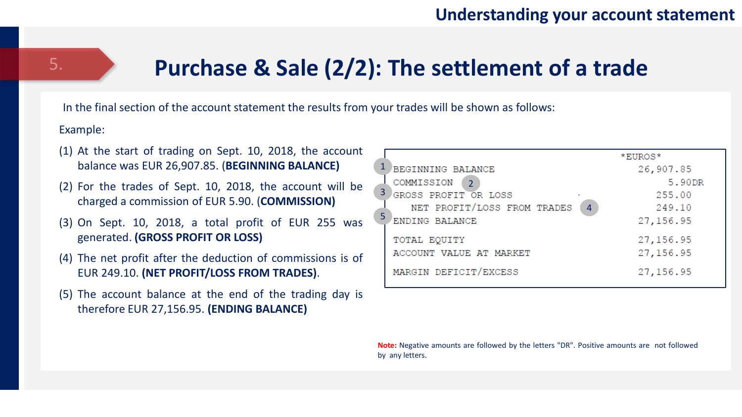## 5. Purchase & Sale (2/2): The settlement of a trade

In the final section of the account statement the results from your trades will be shown as follows:

Example:

(1) At the start of trading on Sept. 10, 2018, the account balance was EUR 26,907.85. **(BEGINNING BALANCE)**

(2) For the trades of Sept. 10, 2018, the account will be charged a commission of EUR 5.90. (**COMMISSION)**

(3) On Sept. 10, 2018, a total profit of EUR 255 was generated. **(GROSS PROFIT OR LOSS)**

(4) The net profit after the deduction of commissions is of EUR 249.10. **(NET PROFIT/LOSS FROM TRADES)**.

(5) The account balance at the end of the trading day is therefore EUR 27,156.95. **(ENDING BALANCE)**

| | | *EUROS* |
|---|---|---|
| 1 | BEGINNING BALANCE | 26,907.85 |
| 2 | COMMISSION | 5.90DR |
| 3 | GROSS PROFIT OR LOSS | 255.00 |
| 4 | NET PROFIT/LOSS FROM TRADES | 249.10 |
| 5 | ENDING BALANCE | 27,156.95 |
| | TOTAL EQUITY | 27,156.95 |
| | ACCOUNT VALUE AT MARKET | 27,156.95 |
| | MARGIN DEFICIT/EXCESS | 27,156.95 |

**Note:** Negative amounts are followed by the letters "DR". Positive amounts are not followed by any letters.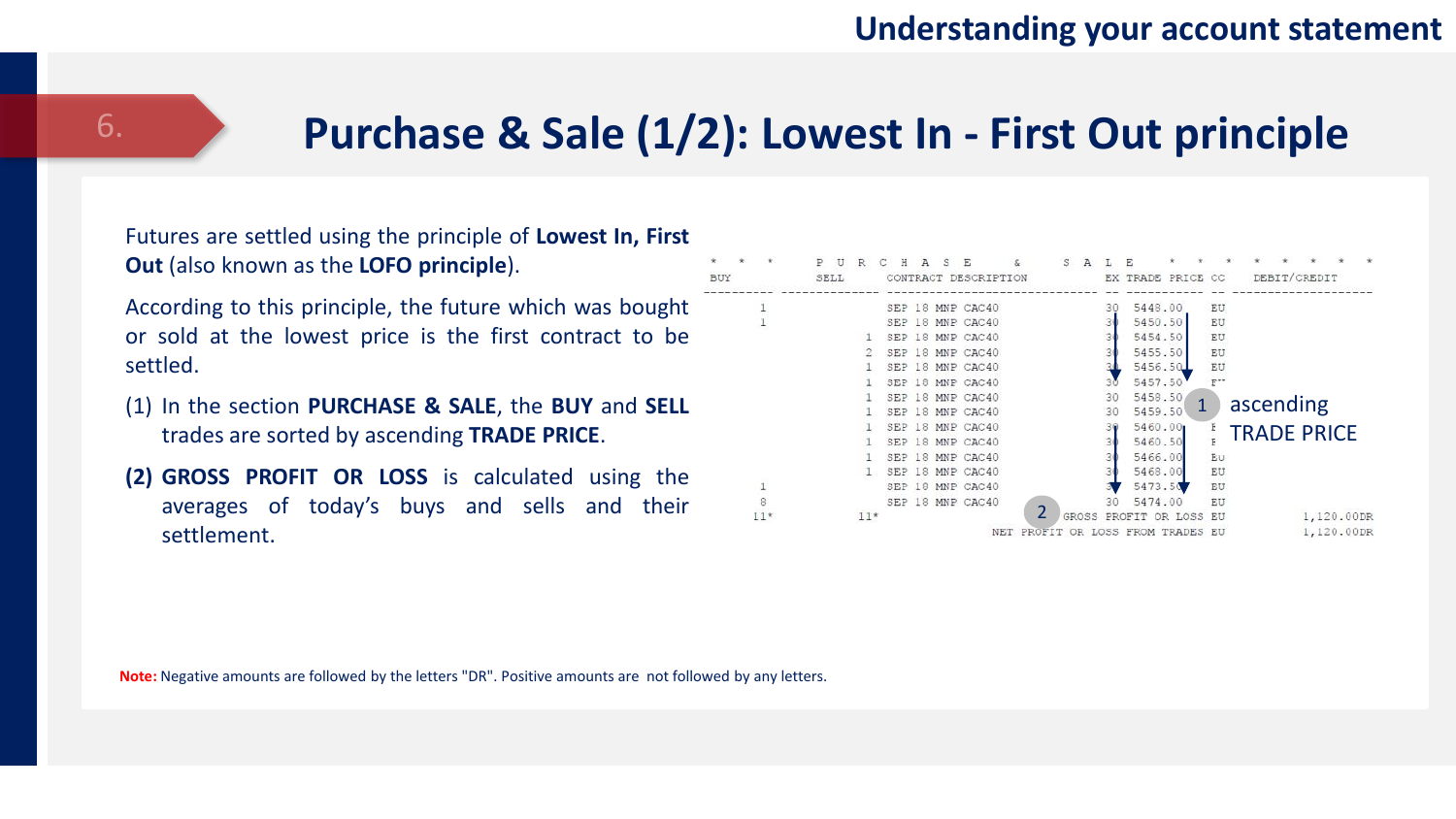# 6. Purchase & Sale (1/2): Lowest In - First Out principle

Futures are settled using the principle of **Lowest In, First Out** (also known as the **LOFO principle**).

According to this principle, the future which was bought or sold at the lowest price is the first contract to be settled.

(1) In the section **PURCHASE & SALE**, the **BUY** and **SELL** trades are sorted by ascending **TRADE PRICE**.

**(2) GROSS PROFIT OR LOSS** is calculated using the averages of today's buys and sells and their settlement.

```
* * *     P U R C H A S E   &   S A L E   * * *   * * * * *
BUY       SELL      CONTRACT DESCRIPTION       EX TRADE PRICE CC   DEBIT/CREDIT
---------- ---------- -------------------------- -- ----------- --  ----------------
   1                  SEP 18 MNP CAC40          30   5448.00   EU
   1                  SEP 18 MNP CAC40          30   5450.50   EU
              1       SEP 18 MNP CAC40          30   5454.50   EU
              2       SEP 18 MNP CAC40          30   5455.50   EU
              1       SEP 18 MNP CAC40          30   5456.50   EU
              1       SEP 18 MNP CAC40          30   5457.50   EU
              1       SEP 18 MNP CAC40          30   5458.50   EU
              1       SEP 18 MNP CAC40          30   5459.50   EU
              1       SEP 18 MNP CAC40          30   5460.00   EU
              1       SEP 18 MNP CAC40          30   5460.50   EU
              1       SEP 18 MNP CAC40          30   5466.00   EU
              1       SEP 18 MNP CAC40          30   5468.00   EU
   1                  SEP 18 MNP CAC40          30   5473.50   EU
   8                  SEP 18 MNP CAC40          30   5474.00   EU
  11*        11*                        GROSS PROFIT OR LOSS EU        1,120.00DR
                               NET PROFIT OR LOSS FROM TRADES EU        1,120.00DR
```

(1) ascending TRADE PRICE

(2) GROSS PROFIT OR LOSS

**Note:** Negative amounts are followed by the letters "DR". Positive amounts are not followed by any letters.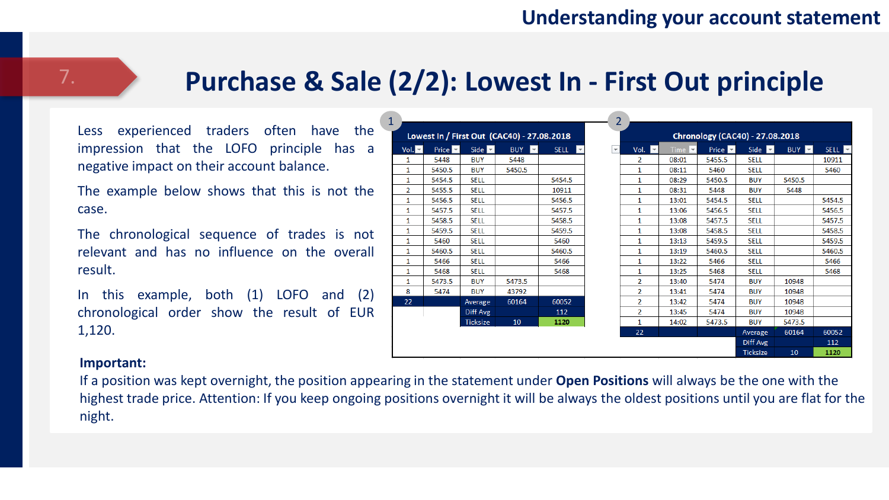# 7. Purchase & Sale (2/2): Lowest In - First Out principle

Less experienced traders often have the impression that the LOFO principle has a negative impact on their account balance.

The example below shows that this is not the case.

The chronological sequence of trades is not relevant and has no influence on the overall result.

In this example, both (1) LOFO and (2) chronological order show the result of EUR 1,120.

**1 — Lowest In / First Out (CAC40) - 27.08.2018**

| Vol. | Price | Side | BUY | SELL |
|---|---|---|---|---|
| 1 | 5448 | BUY | 5448 | |
| 1 | 5450.5 | BUY | 5450.5 | |
| 1 | 5454.5 | SELL | | 5454.5 |
| 2 | 5455.5 | SELL | | 10911 |
| 1 | 5456.5 | SELL | | 5456.5 |
| 1 | 5457.5 | SELL | | 5457.5 |
| 1 | 5458.5 | SELL | | 5458.5 |
| 1 | 5459.5 | SELL | | 5459.5 |
| 1 | 5460 | SELL | | 5460 |
| 1 | 5460.5 | SELL | | 5460.5 |
| 1 | 5466 | SELL | | 5466 |
| 1 | 5468 | SELL | | 5468 |
| 1 | 5473.5 | BUY | 5473.5 | |
| 8 | 5474 | BUY | 43792 | |
| 22 | | Average | 60164 | 60052 |
| | | Diff Avg | | 112 |
| | | Ticksize | 10 | 1120 |

**2 — Chronology (CAC40) - 27.08.2018**

| Vol. | Time | Price | Side | BUY | SELL |
|---|---|---|---|---|---|
| 2 | 08:01 | 5455.5 | SELL | | 10911 |
| 1 | 08:11 | 5460 | SELL | | 5460 |
| 1 | 08:29 | 5450.5 | BUY | 5450.5 | |
| 1 | 08:31 | 5448 | BUY | 5448 | |
| 1 | 13:01 | 5454.5 | SELL | | 5454.5 |
| 1 | 13:06 | 5456.5 | SELL | | 5456.5 |
| 1 | 13:08 | 5457.5 | SELL | | 5457.5 |
| 1 | 13:08 | 5458.5 | SELL | | 5458.5 |
| 1 | 13:13 | 5459.5 | SELL | | 5459.5 |
| 1 | 13:19 | 5460.5 | SELL | | 5460.5 |
| 1 | 13:22 | 5466 | SELL | | 5466 |
| 1 | 13:25 | 5468 | SELL | | 5468 |
| 2 | 13:40 | 5474 | BUY | 10948 | |
| 2 | 13:41 | 5474 | BUY | 10948 | |
| 2 | 13:42 | 5474 | BUY | 10948 | |
| 2 | 13:45 | 5474 | BUY | 10948 | |
| 1 | 14:02 | 5473.5 | BUY | 5473.5 | |
| 22 | | | Average | 60164 | 60052 |
| | | | Diff Avg | | 112 |
| | | | Ticksize | 10 | 1120 |

**Important:**

If a position was kept overnight, the position appearing in the statement under **Open Positions** will always be the one with the highest trade price. Attention: If you keep ongoing positions overnight it will be always the oldest positions until you are flat for the night.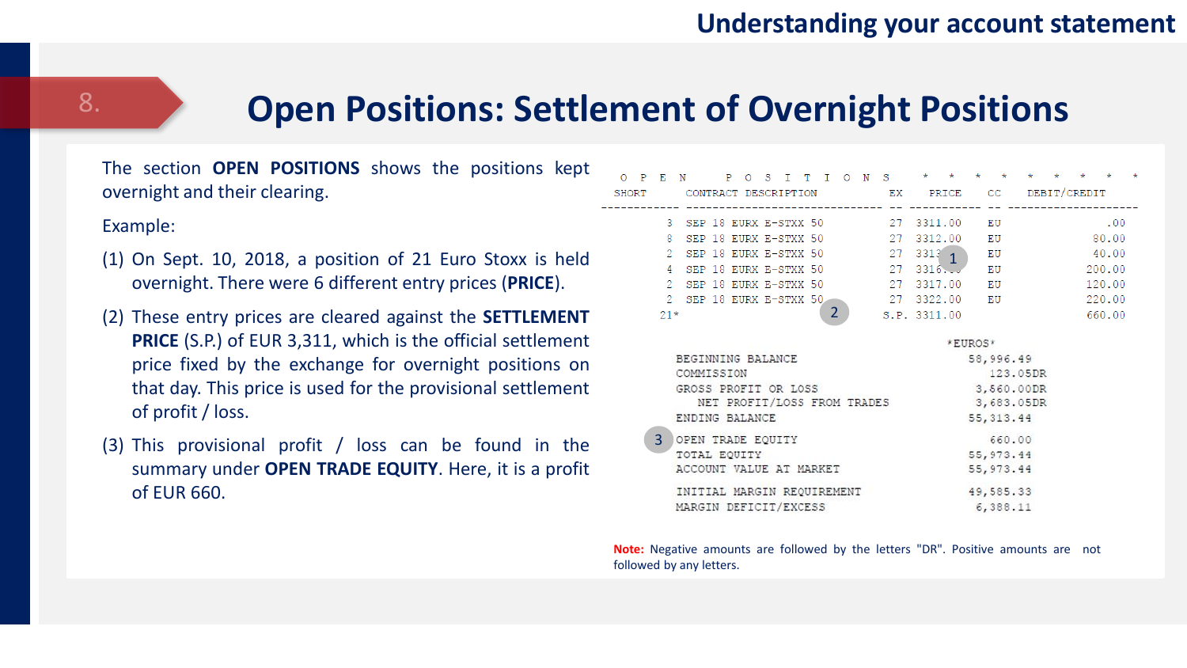# 8. Open Positions: Settlement of Overnight Positions

The section **OPEN POSITIONS** shows the positions kept overnight and their clearing.

Example:

(1) On Sept. 10, 2018, a position of 21 Euro Stoxx is held overnight. There were 6 different entry prices (**PRICE**).

(2) These entry prices are cleared against the **SETTLEMENT PRICE** (S.P.) of EUR 3,311, which is the official settlement price fixed by the exchange for overnight positions on that day. This price is used for the provisional settlement of profit / loss.

(3) This provisional profit / loss can be found in the summary under **OPEN TRADE EQUITY**. Here, it is a profit of EUR 660.

```
O P E N     P O S I T I O N S    * * * * * * * * *
SHORT        CONTRACT DESCRIPTION            EX   PRICE      CC   DEBIT/CREDIT
------------ ------------------------------ -- ----------- -- -------------------
           3  SEP 18 EURX E-STXX 50          27  3311.00    EU              .00
           8  SEP 18 EURX E-STXX 50          27  3312.00    EU            80.00
           2  SEP 18 EURX E-STXX 50          27  3313.00 (1) EU           40.00
           4  SEP 18 EURX E-STXX 50          27  3316.00    EU           200.00
           2  SEP 18 EURX E-STXX 50          27  3317.00    EU           120.00
           2  SEP 18 EURX E-STXX 50 (2)      27  3322.00    EU           220.00
          21*                              S.P. 3311.00                 660.00

                                               *EUROS*
      BEGINNING BALANCE                        58,996.49
      COMMISSION                                  123.05DR
      GROSS PROFIT OR LOSS                      3,560.00DR
         NET PROFIT/LOSS FROM TRADES            3,683.05DR
      ENDING BALANCE                           55,313.44

  (3) OPEN TRADE EQUITY                           660.00
      TOTAL EQUITY                             55,973.44
      ACCOUNT VALUE AT MARKET                  55,973.44

      INITIAL MARGIN REQUIREMENT               49,585.33
      MARGIN DEFICIT/EXCESS                     6,388.11
```

**Note:** Negative amounts are followed by the letters "DR". Positive amounts are not followed by any letters.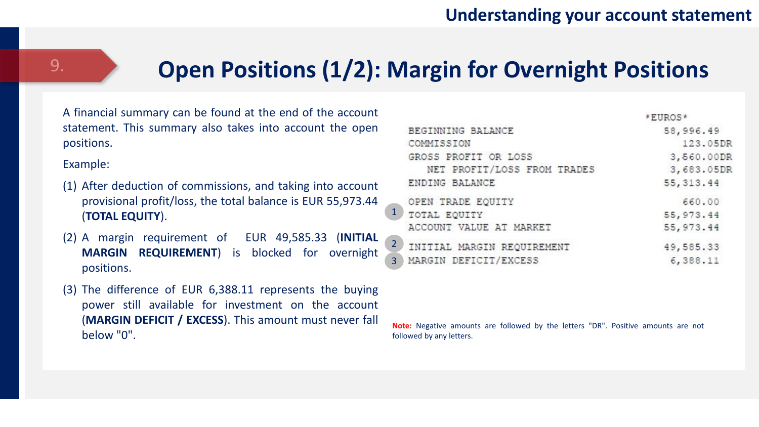## 9. Open Positions (1/2): Margin for Overnight Positions

A financial summary can be found at the end of the account statement. This summary also takes into account the open positions.

Example:

(1) After deduction of commissions, and taking into account provisional profit/loss, the total balance is EUR 55,973.44 (**TOTAL EQUITY**).

(2) A margin requirement of EUR 49,585.33 (**INITIAL MARGIN REQUIREMENT**) is blocked for overnight positions.

(3) The difference of EUR 6,388.11 represents the buying power still available for investment on the account (**MARGIN DEFICIT / EXCESS**). This amount must never fall below "0".

| | | *EUROS* |
|---|---|---|
| | BEGINNING BALANCE | 58,996.49 |
| | COMMISSION | 123.05DR |
| | GROSS PROFIT OR LOSS | 3,560.00DR |
| | NET PROFIT/LOSS FROM TRADES | 3,683.05DR |
| | ENDING BALANCE | 55,313.44 |
| | OPEN TRADE EQUITY | 660.00 |
| 1 | TOTAL EQUITY | 55,973.44 |
| | ACCOUNT VALUE AT MARKET | 55,973.44 |
| 2 | INITIAL MARGIN REQUIREMENT | 49,585.33 |
| 3 | MARGIN DEFICIT/EXCESS | 6,388.11 |

**Note:** Negative amounts are followed by the letters "DR". Positive amounts are not followed by any letters.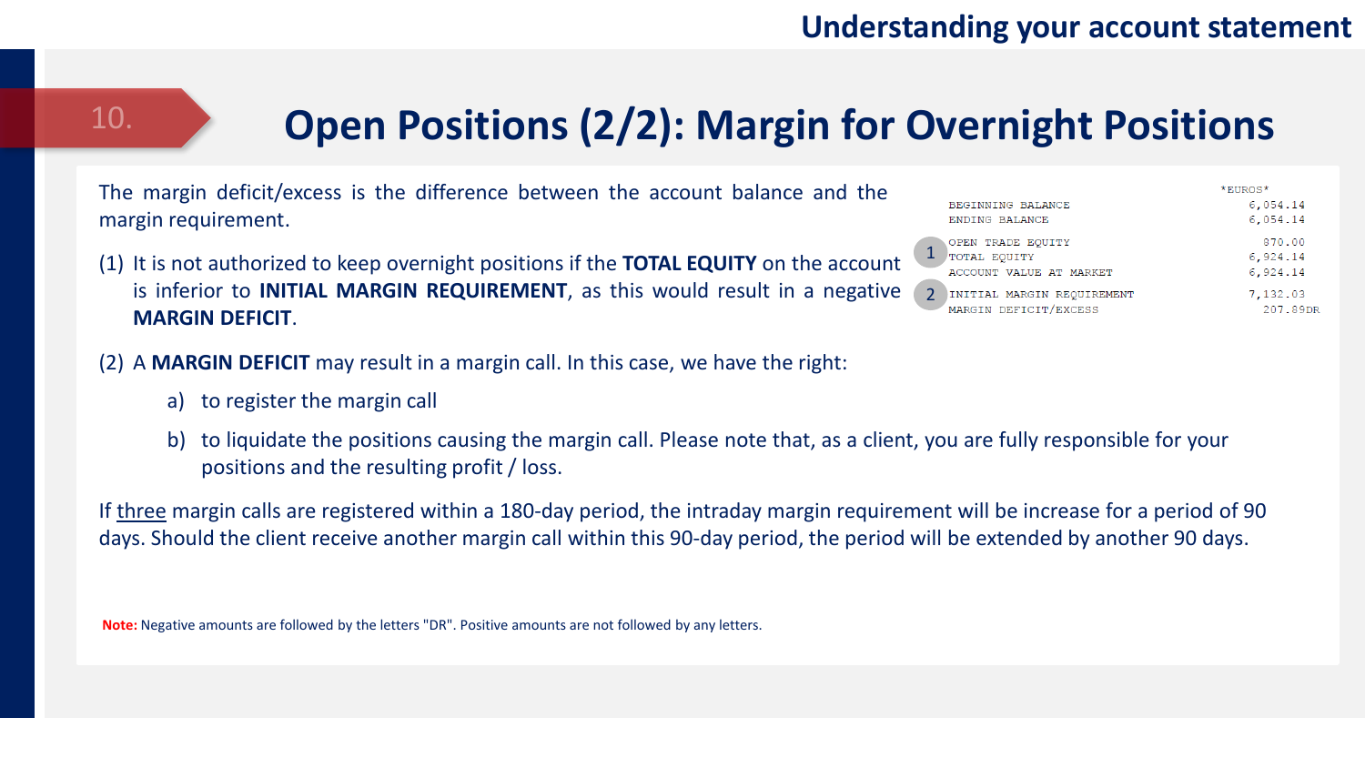## 10. Open Positions (2/2): Margin for Overnight Positions

The margin deficit/excess is the difference between the account balance and the margin requirement.

(1) It is not authorized to keep overnight positions if the **TOTAL EQUITY** on the account is inferior to **INITIAL MARGIN REQUIREMENT**, as this would result in a negative **MARGIN DEFICIT**.

| | | \*EUROS\* |
|---|---|---|
| | BEGINNING BALANCE | 6,054.14 |
| | ENDING BALANCE | 6,054.14 |
| | OPEN TRADE EQUITY | 870.00 |
| 1 | TOTAL EQUITY | 6,924.14 |
| | ACCOUNT VALUE AT MARKET | 6,924.14 |
| 2 | INITIAL MARGIN REQUIREMENT | 7,132.03 |
| | MARGIN DEFICIT/EXCESS | 207.89DR |

(2) A **MARGIN DEFICIT** may result in a margin call. In this case, we have the right:

a) to register the margin call

b) to liquidate the positions causing the margin call. Please note that, as a client, you are fully responsible for your positions and the resulting profit / loss.

If three margin calls are registered within a 180-day period, the intraday margin requirement will be increase for a period of 90 days. Should the client receive another margin call within this 90-day period, the period will be extended by another 90 days.

**Note:** Negative amounts are followed by the letters "DR". Positive amounts are not followed by any letters.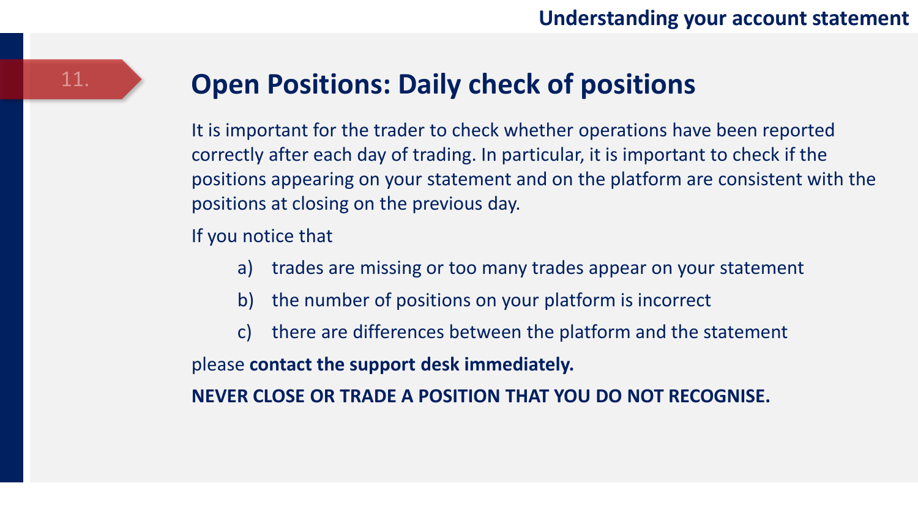## 11. Open Positions: Daily check of positions

It is important for the trader to check whether operations have been reported correctly after each day of trading. In particular, it is important to check if the positions appearing on your statement and on the platform are consistent with the positions at closing on the previous day.

If you notice that

a) trades are missing or too many trades appear on your statement

b) the number of positions on your platform is incorrect

c) there are differences between the platform and the statement

please **contact the support desk immediately.**

**NEVER CLOSE OR TRADE A POSITION THAT YOU DO NOT RECOGNISE.**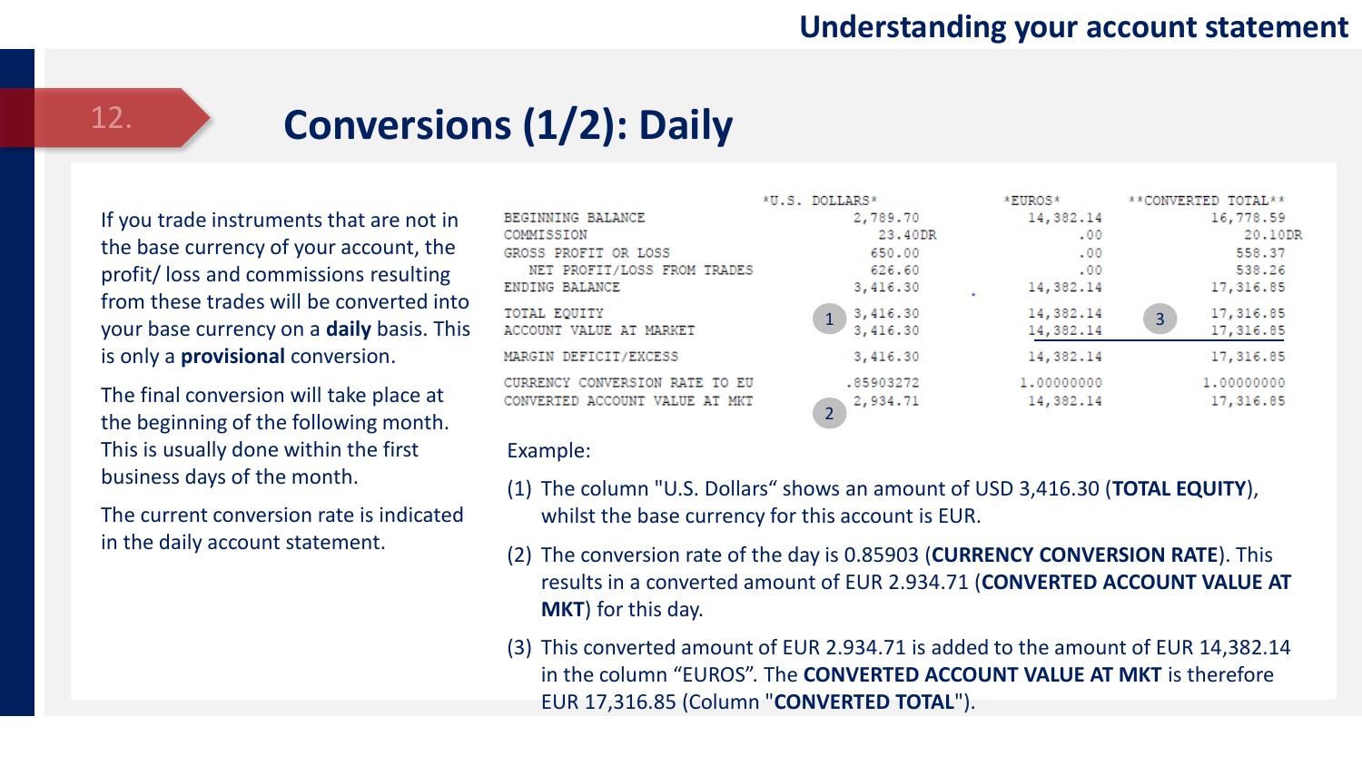## 12. Conversions (1/2): Daily

If you trade instruments that are not in the base currency of your account, the profit/ loss and commissions resulting from these trades will be converted into your base currency on a **daily** basis. This is only a **provisional** conversion.

The final conversion will take place at the beginning of the following month. This is usually done within the first business days of the month.

The current conversion rate is indicated in the daily account statement.

| | *U.S. DOLLARS* | *EUROS* | **CONVERTED TOTAL** |
|---|---|---|---|
| BEGINNING BALANCE | 2,789.70 | 14,382.14 | 16,778.59 |
| COMMISSION | 23.40DR | .00 | 20.10DR |
| GROSS PROFIT OR LOSS | 650.00 | .00 | 558.37 |
| NET PROFIT/LOSS FROM TRADES | 626.60 | .00 | 538.26 |
| ENDING BALANCE | 3,416.30 | 14,382.14 | 17,316.85 |
| TOTAL EQUITY | (1) 3,416.30 | 14,382.14 | (3) 17,316.85 |
| ACCOUNT VALUE AT MARKET | 3,416.30 | 14,382.14 | 17,316.85 |
| MARGIN DEFICIT/EXCESS | 3,416.30 | 14,382.14 | 17,316.85 |
| CURRENCY CONVERSION RATE TO EU | .85903272 | 1.00000000 | 1.00000000 |
| CONVERTED ACCOUNT VALUE AT MKT | (2) 2,934.71 | 14,382.14 | 17,316.85 |

Example:

(1) The column "U.S. Dollars" shows an amount of USD 3,416.30 (**TOTAL EQUITY**), whilst the base currency for this account is EUR.

(2) The conversion rate of the day is 0.85903 (**CURRENCY CONVERSION RATE**). This results in a converted amount of EUR 2.934.71 (**CONVERTED ACCOUNT VALUE AT MKT**) for this day.

(3) This converted amount of EUR 2.934.71 is added to the amount of EUR 14,382.14 in the column "EUROS". The **CONVERTED ACCOUNT VALUE AT MKT** is therefore EUR 17,316.85 (Column "**CONVERTED TOTAL**").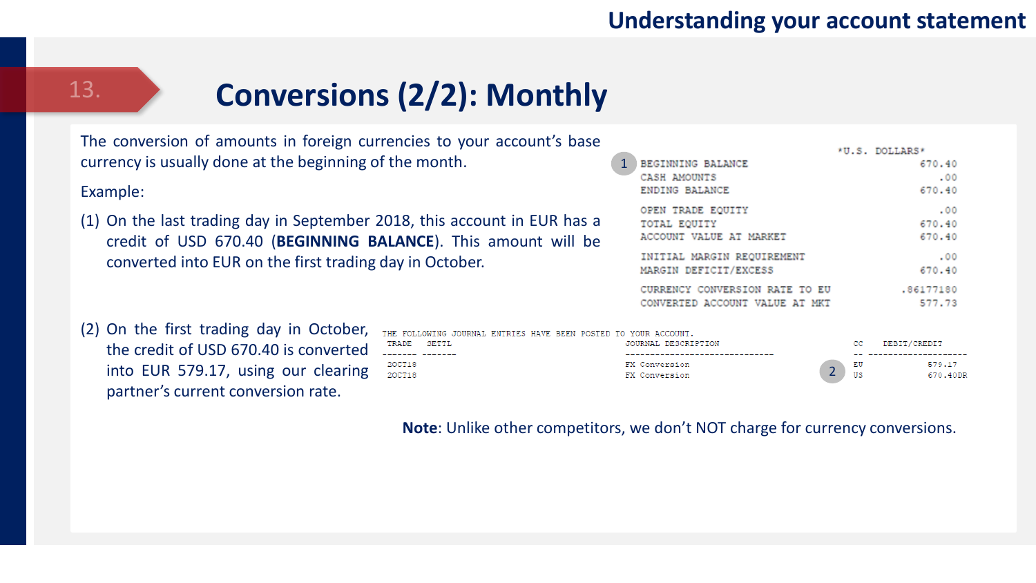# 13. Conversions (2/2): Monthly

The conversion of amounts in foreign currencies to your account's base currency is usually done at the beginning of the month.

Example:

(1) On the last trading day in September 2018, this account in EUR has a credit of USD 670.40 (**BEGINNING BALANCE**). This amount will be converted into EUR on the first trading day in October.

```
                                         *U.S. DOLLARS*
(1) BEGINNING BALANCE                            670.40
    CASH AMOUNTS                                    .00
    ENDING BALANCE                               670.40

    OPEN TRADE EQUITY                               .00
    TOTAL EQUITY                                 670.40
    ACCOUNT VALUE AT MARKET                      670.40

    INITIAL MARGIN REQUIREMENT                      .00
    MARGIN DEFICIT/EXCESS                        670.40

    CURRENCY CONVERSION RATE TO EU            .86177180
    CONVERTED ACCOUNT VALUE AT MKT               577.73
```

(2) On the first trading day in October, the credit of USD 670.40 is converted into EUR 579.17, using our clearing partner's current conversion rate.

```
THE FOLLOWING JOURNAL ENTRIES HAVE BEEN POSTED TO YOUR ACCOUNT.
 TRADE   SETTL                          JOURNAL DESCRIPTION                   CC    DEBIT/CREDIT
------- -------                         -----------------------------         --  --------------------
 2OCT18                                 FX Conversion                     (2) EU              579.17
 2OCT18                                 FX Conversion                         US              670.40DR
```

**Note**: Unlike other competitors, we don't NOT charge for currency conversions.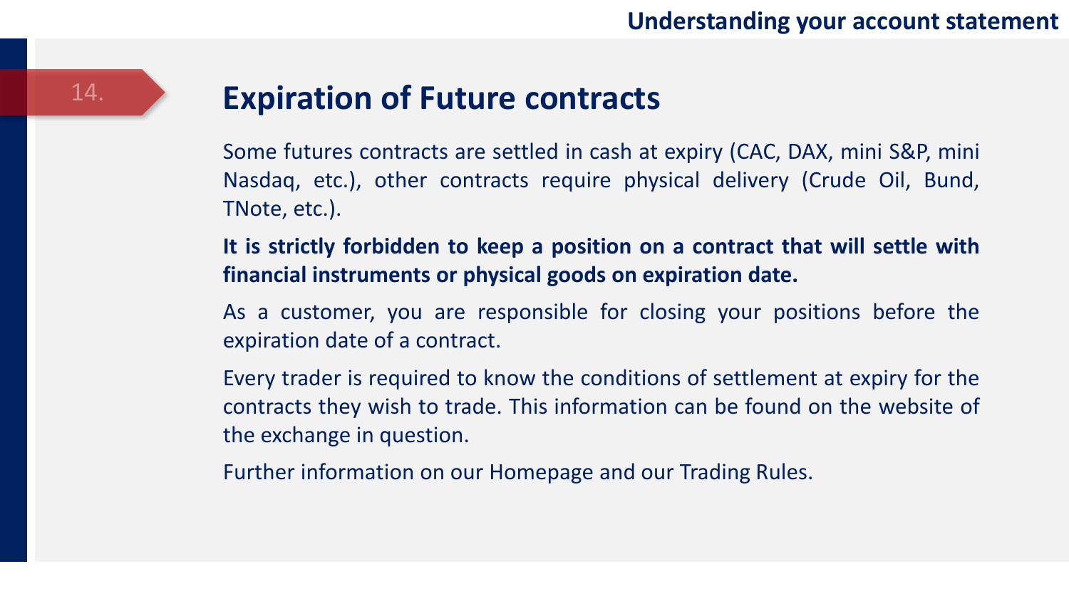## 14. Expiration of Future contracts

Some futures contracts are settled in cash at expiry (CAC, DAX, mini S&P, mini Nasdaq, etc.), other contracts require physical delivery (Crude Oil, Bund, TNote, etc.).

**It is strictly forbidden to keep a position on a contract that will settle with financial instruments or physical goods on expiration date.**

As a customer, you are responsible for closing your positions before the expiration date of a contract.

Every trader is required to know the conditions of settlement at expiry for the contracts they wish to trade. This information can be found on the website of the exchange in question.

Further information on our Homepage and our Trading Rules.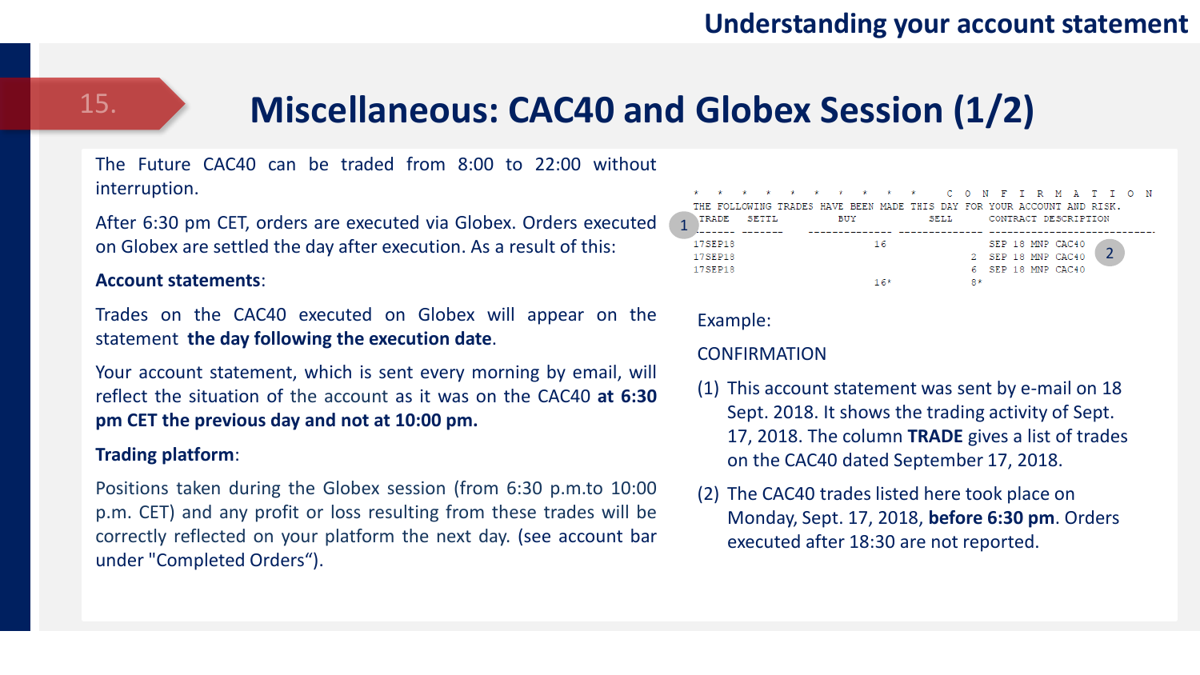# 15. Miscellaneous: CAC40 and Globex Session (1/2)

The Future CAC40 can be traded from 8:00 to 22:00 without interruption.

After 6:30 pm CET, orders are executed via Globex. Orders executed on Globex are settled the day after execution. As a result of this:

**Account statements**:

Trades on the CAC40 executed on Globex will appear on the statement **the day following the execution date**.

Your account statement, which is sent every morning by email, will reflect the situation of the account as it was on the CAC40 **at 6:30 pm CET the previous day and not at 10:00 pm.**

**Trading platform**:

Positions taken during the Globex session (from 6:30 p.m.to 10:00 p.m. CET) and any profit or loss resulting from these trades will be correctly reflected on your platform the next day. (see account bar under "Completed Orders").

```
*  *  *  *  *  *  *  *  *  *    C O N F I R M A T I O N
THE FOLLOWING TRADES HAVE BEEN MADE THIS DAY FOR YOUR ACCOUNT AND RISK.
 TRADE   SETTL        BUY            SELL       CONTRACT DESCRIPTION
------- -------  -------------- --------------  ---------------------------
17SEP18                   16                    SEP 18 MNP CAC40
17SEP18                                      2  SEP 18 MNP CAC40
17SEP18                                      6  SEP 18 MNP CAC40
                          16*                8*
```

Example:

CONFIRMATION

(1) This account statement was sent by e-mail on 18 Sept. 2018. It shows the trading activity of Sept. 17, 2018. The column **TRADE** gives a list of trades on the CAC40 dated September 17, 2018.

(2) The CAC40 trades listed here took place on Monday, Sept. 17, 2018, **before 6:30 pm**. Orders executed after 18:30 are not reported.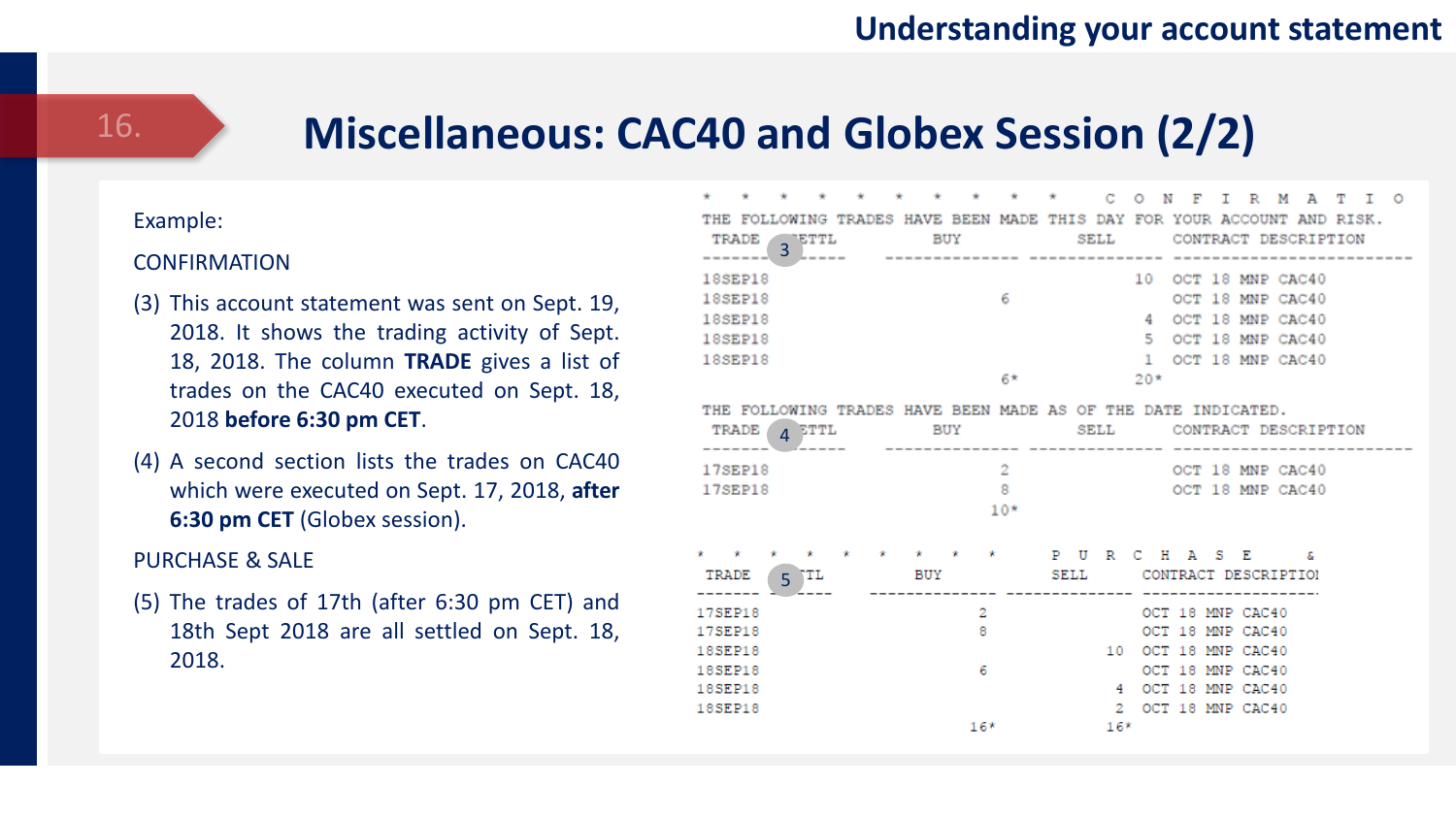# Miscellaneous: CAC40 and Globex Session (2/2)

Example:

CONFIRMATION

(3) This account statement was sent on Sept. 19, 2018. It shows the trading activity of Sept. 18, 2018. The column **TRADE** gives a list of trades on the CAC40 executed on Sept. 18, 2018 **before 6:30 pm CET**.

(4) A second section lists the trades on CAC40 which were executed on Sept. 17, 2018, **after 6:30 pm CET** (Globex session).

PURCHASE & SALE

(5) The trades of 17th (after 6:30 pm CET) and 18th Sept 2018 are all settled on Sept. 18, 2018.

```
*   *   *   *   *   *   *   *   *   *       C O N F I R M A T I O
THE FOLLOWING TRADES HAVE BEEN MADE THIS DAY FOR YOUR ACCOUNT AND RISK.
 TRADE   (3) ETTL        BUY            SELL        CONTRACT DESCRIPTION
-------  -------    --------------  -------------  ------------------------
18SEP18                                      10    OCT 18 MNP CAC40
18SEP18                      6                     OCT 18 MNP CAC40
18SEP18                                       4    OCT 18 MNP CAC40
18SEP18                                       5    OCT 18 MNP CAC40
18SEP18                                       1    OCT 18 MNP CAC40
                             6*              20*

THE FOLLOWING TRADES HAVE BEEN MADE AS OF THE DATE INDICATED.
 TRADE   (4) ETTL        BUY            SELL        CONTRACT DESCRIPTION
-------  -------    --------------  -------------  ------------------------
17SEP18                      2                     OCT 18 MNP CAC40
17SEP18                      8                     OCT 18 MNP CAC40
                            10*

*   *   *   *   *   *   *   *   *       P U R C H A S E   &
 TRADE   (5) TTL        BUY            SELL        CONTRACT DESCRIPTIO
-------  -------   --------------  --------------  --------------------
17SEP18                     2                      OCT 18 MNP CAC40
17SEP18                     8                      OCT 18 MNP CAC40
18SEP18                                      10    OCT 18 MNP CAC40
18SEP18                     6                      OCT 18 MNP CAC40
18SEP18                                       4    OCT 18 MNP CAC40
18SEP18                                       2    OCT 18 MNP CAC40
                           16*               16*
```